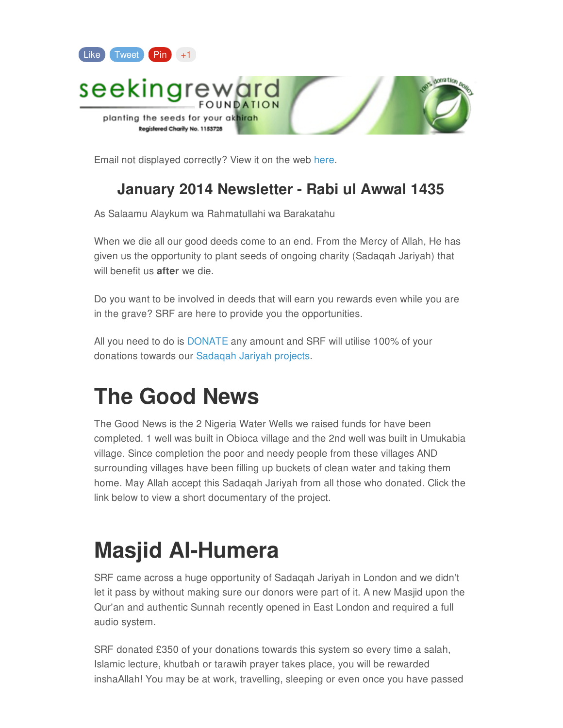Like Tweet Pin +1

seekingreward FOUNDATION

planting the seeds for your akhirah

Registered Charity No. 1153728

100% donation policy

Email not displayed correctly? View it on the web here.

### January 2014 Newsletter - Rabi ul Awwal 1435

As Salaamu Alaykum wa Rahmatullahi wa Barakatahu

When we die all our good deeds come to an end. From the Mercy of Allah, He has given us the opportunity to plant seeds of ongoing charity (Sadaqah Jariyah) that will benefit us **after** we die.

Do you want to be involved in deeds that will earn you rewards even while you are in the grave? SRF are here to provide you the opportunities.

All you need to do is DONATE any amount and SRF will utilise 100% of your donations towards our Sadaqah Jariyah projects.

# The Good News

The Good News is the 2 Nigeria Water Wells we raised funds for have been completed. 1 well was built in Obioca village and the 2nd well was built in Umukabia village. Since completion the poor and needy people from these villages AND surrounding villages have been filling up buckets of clean water and taking them home. May Allah accept this Sadaqah Jariyah from all those who donated. Click the link below to view a short documentary of the project.

# Masjid Al-Humera

SRF came across a huge opportunity of Sadaqah Jariyah in London and we didn't let it pass by without making sure our donors were part of it. A new Masjid upon the Qur'an and authentic Sunnah recently opened in East London and required a full audio system.

SRF donated £350 of your donations towards this system so every time a salah, Islamic lecture, khutbah or tarawih prayer takes place, you will be rewarded inshaAllah! You may be at work, travelling, sleeping or even once you have passed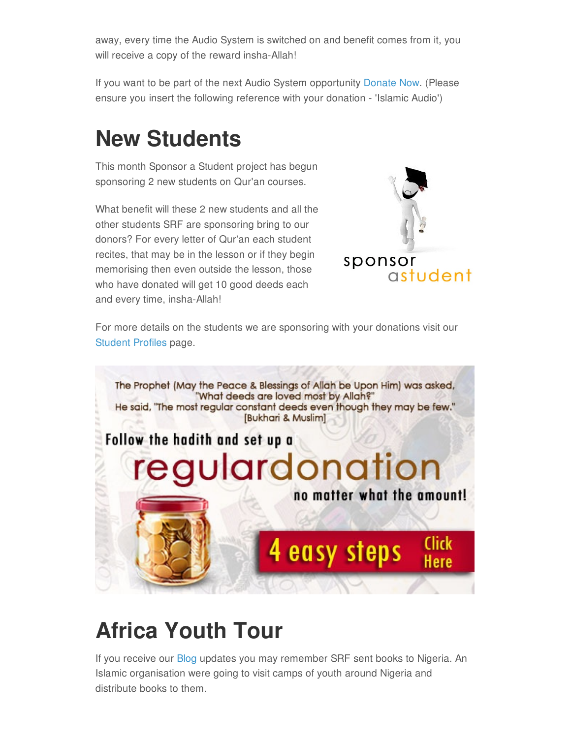away, every time the Audio System is switched on and benefit comes from it, you will receive a copy of the reward insha-Allah!

If you want to be part of the next Audio System opportunity Donate Now. (Please ensure you insert the following reference with your donation - 'Islamic Audio')

# New Students

This month Sponsor a Student project has begun sponsoring 2 new students on Qur'an courses.

What benefit will these 2 new students and all the other students SRF are sponsoring bring to our donors? For every letter of Qur'an each student recites, that may be in the lesson or if they begin memorising then even outside the lesson, those who have donated will get 10 good deeds each and every time, insha-Allah!

For more details on the students we are sponsoring with your donations visit our Student Profiles page.

# Africa Youth Tour

If you receive our Blog updates you may remember SRF sent books to Nigeria. An Islamic organisation were going to visit camps of youth around Nigeria and distribute books to them.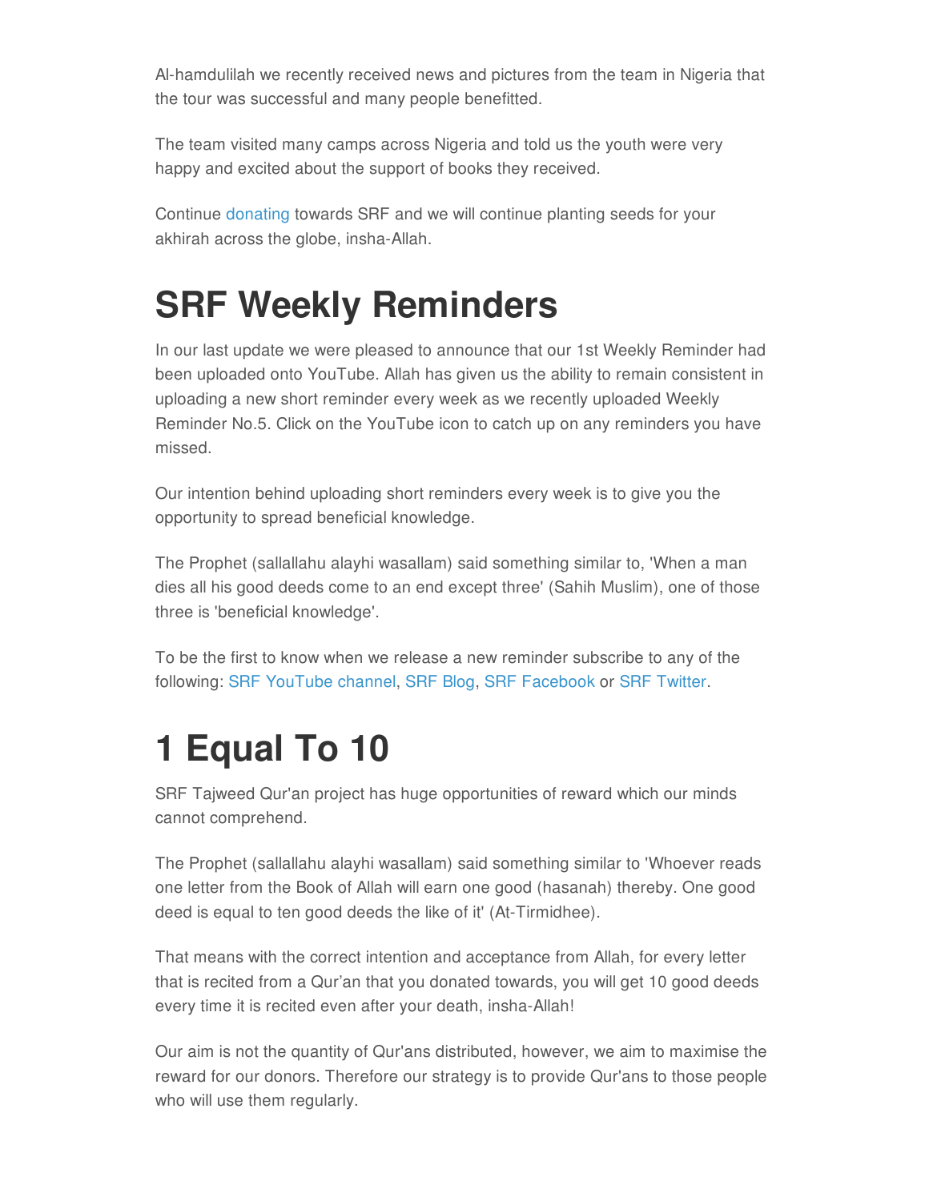Al-hamdulilah we recently received news and pictures from the team in Nigeria that the tour was successful and many people benefitted.

The team visited many camps across Nigeria and told us the youth were very happy and excited about the support of books they received.

Continue donating towards SRF and we will continue planting seeds for your akhirah across the globe, insha-Allah.

# SRF Weekly Reminders

In our last update we were pleased to announce that our 1st Weekly Reminder had been uploaded onto YouTube. Allah has given us the ability to remain consistent in uploading a new short reminder every week as we recently uploaded Weekly Reminder No.5. Click on the YouTube icon to catch up on any reminders you have missed.

Our intention behind uploading short reminders every week is to give you the opportunity to spread beneficial knowledge.

The Prophet (sallallahu alayhi wasallam) said something similar to, 'When a man dies all his good deeds come to an end except three' (Sahih Muslim), one of those three is 'beneficial knowledge'.

To be the first to know when we release a new reminder subscribe to any of the following: SRF YouTube channel, SRF Blog, SRF Facebook or SRF Twitter.

# 1 Equal To 10

SRF Tajweed Qur'an project has huge opportunities of reward which our minds cannot comprehend.

The Prophet (sallallahu alayhi wasallam) said something similar to 'Whoever reads one letter from the Book of Allah will earn one good (hasanah) thereby. One good deed is equal to ten good deeds the like of it' (At-Tirmidhee).

That means with the correct intention and acceptance from Allah, for every letter that is recited from a Qur'an that you donated towards, you will get 10 good deeds every time it is recited even after your death, insha-Allah!

Our aim is not the quantity of Qur'ans distributed, however, we aim to maximise the reward for our donors. Therefore our strategy is to provide Qur'ans to those people who will use them regularly.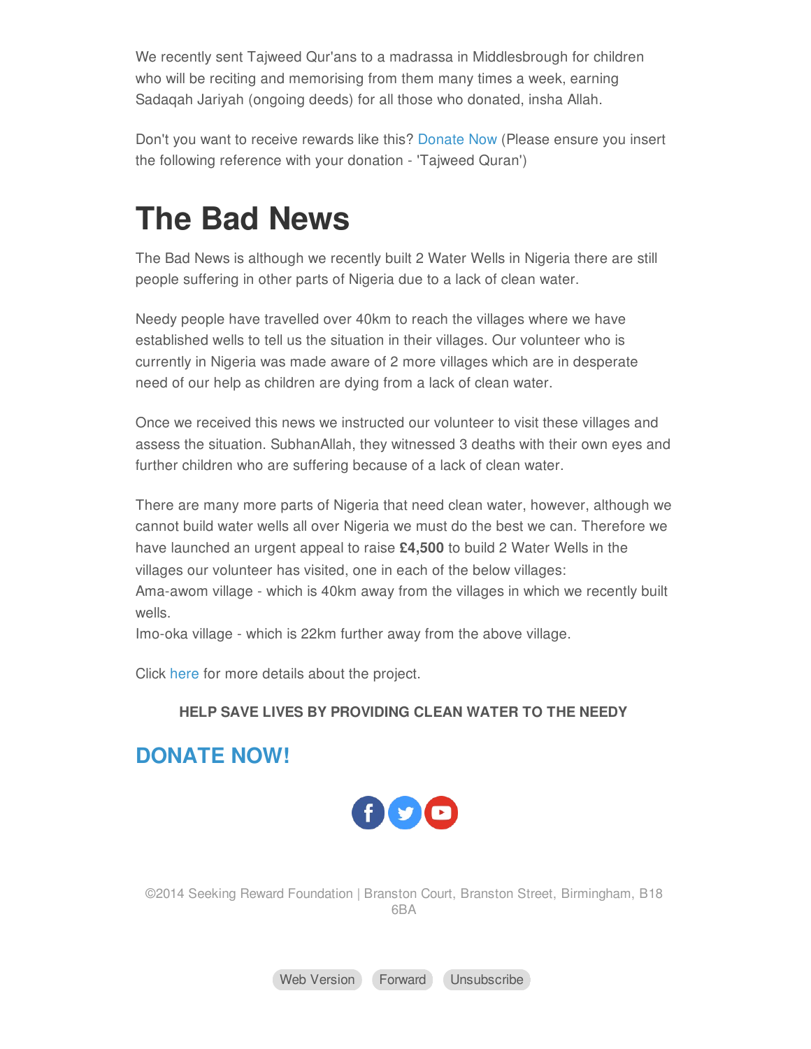We recently sent Tajweed Qur'ans to a madrassa in Middlesbrough for children who will be reciting and memorising from them many times a week, earning Sadaqah Jariyah (ongoing deeds) for all those who donated, insha Allah.

Don't you want to receive rewards like this? Donate Now (Please ensure you insert the following reference with your donation - 'Tajweed Quran')

# The Bad News

The Bad News is although we recently built 2 Water Wells in Nigeria there are still people suffering in other parts of Nigeria due to a lack of clean water.

Needy people have travelled over 40km to reach the villages where we have established wells to tell us the situation in their villages. Our volunteer who is currently in Nigeria was made aware of 2 more villages which are in desperate need of our help as children are dying from a lack of clean water.

Once we received this news we instructed our volunteer to visit these villages and assess the situation. SubhanAllah, they witnessed 3 deaths with their own eyes and further children who are suffering because of a lack of clean water.

There are many more parts of Nigeria that need clean water, however, although we cannot build water wells all over Nigeria we must do the best we can. Therefore we have launched an urgent appeal to raise **£4,500** to build 2 Water Wells in the villages our volunteer has visited, one in each of the below villages:
Ama-awom village - which is 40km away from the villages in which we recently built wells.
Imo-oka village - which is 22km further away from the above village.

Click here for more details about the project.

**HELP SAVE LIVES BY PROVIDING CLEAN WATER TO THE NEEDY**

## DONATE NOW!

©2014 Seeking Reward Foundation | Branston Court, Branston Street, Birmingham, B18 6BA

Web Version Forward Unsubscribe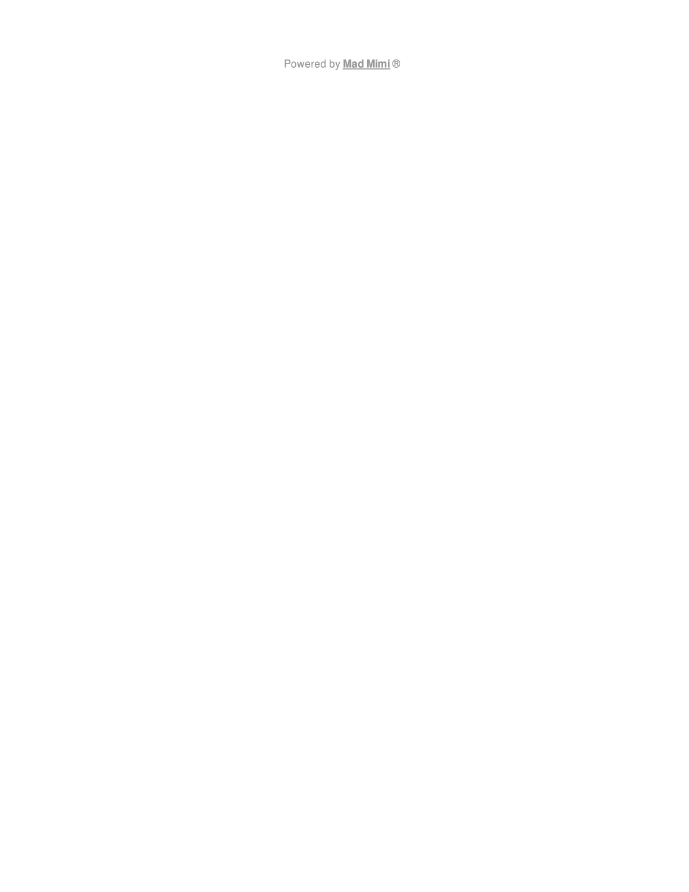Powered by **Mad Mimi** ®